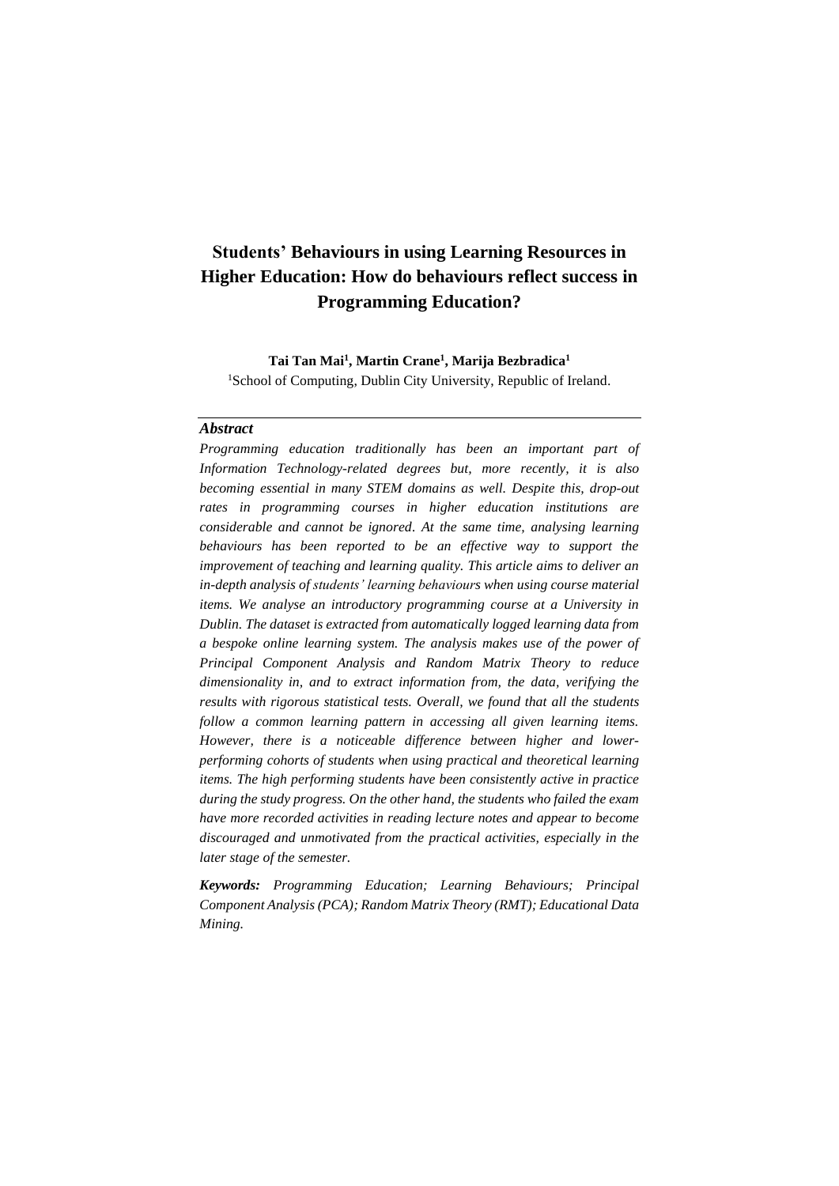# Students' Behaviours in using Learning Resources in Higher Education: How do behaviours reflect success in Programming Education?

**Tai Tan Mai[1], Martin Crane[1], Marija Bezbradica[1]**

[1]School of Computing, Dublin City University, Republic of Ireland.

### *Abstract*

*Programming education traditionally has been an important part of Information Technology-related degrees but, more recently, it is also becoming essential in many STEM domains as well. Despite this, drop-out rates in programming courses in higher education institutions are considerable and cannot be ignored. At the same time, analysing learning behaviours has been reported to be an effective way to support the improvement of teaching and learning quality. This article aims to deliver an in-depth analysis of students' learning behaviours when using course material items. We analyse an introductory programming course at a University in Dublin. The dataset is extracted from automatically logged learning data from a bespoke online learning system. The analysis makes use of the power of Principal Component Analysis and Random Matrix Theory to reduce dimensionality in, and to extract information from, the data, verifying the results with rigorous statistical tests. Overall, we found that all the students follow a common learning pattern in accessing all given learning items. However, there is a noticeable difference between higher and lower-performing cohorts of students when using practical and theoretical learning items. The high performing students have been consistently active in practice during the study progress. On the other hand, the students who failed the exam have more recorded activities in reading lecture notes and appear to become discouraged and unmotivated from the practical activities, especially in the later stage of the semester.*

***Keywords:*** *Programming Education; Learning Behaviours; Principal Component Analysis (PCA); Random Matrix Theory (RMT); Educational Data Mining.*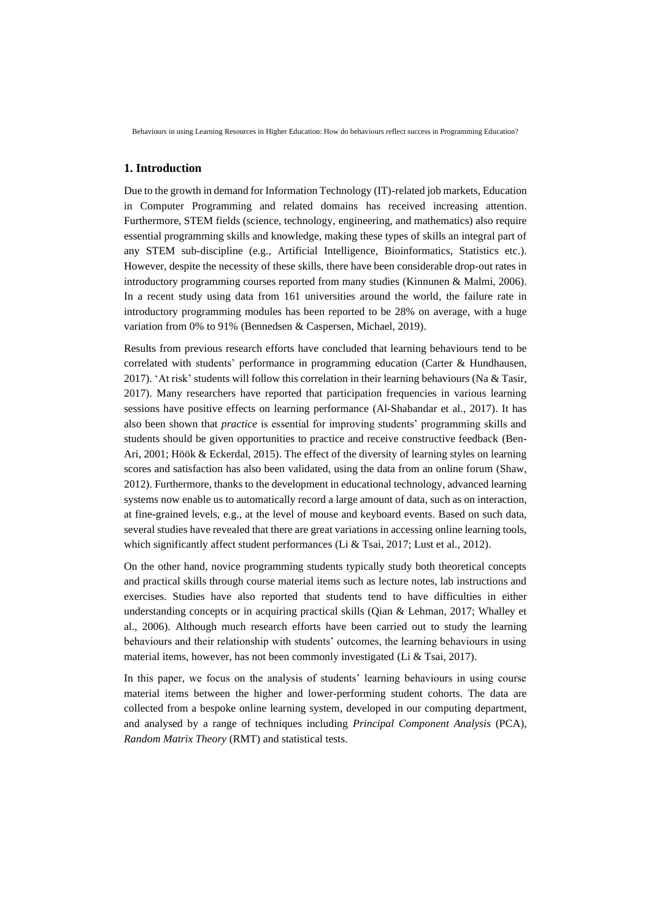## 1. Introduction

Due to the growth in demand for Information Technology (IT)-related job markets, Education in Computer Programming and related domains has received increasing attention. Furthermore, STEM fields (science, technology, engineering, and mathematics) also require essential programming skills and knowledge, making these types of skills an integral part of any STEM sub-discipline (e.g., Artificial Intelligence, Bioinformatics, Statistics etc.). However, despite the necessity of these skills, there have been considerable drop-out rates in introductory programming courses reported from many studies (Kinnunen & Malmi, 2006). In a recent study using data from 161 universities around the world, the failure rate in introductory programming modules has been reported to be 28% on average, with a huge variation from 0% to 91% (Bennedsen & Caspersen, Michael, 2019).

Results from previous research efforts have concluded that learning behaviours tend to be correlated with students' performance in programming education (Carter & Hundhausen, 2017). 'At risk' students will follow this correlation in their learning behaviours (Na & Tasir, 2017). Many researchers have reported that participation frequencies in various learning sessions have positive effects on learning performance (Al-Shabandar et al., 2017). It has also been shown that *practice* is essential for improving students' programming skills and students should be given opportunities to practice and receive constructive feedback (Ben-Ari, 2001; Höök & Eckerdal, 2015). The effect of the diversity of learning styles on learning scores and satisfaction has also been validated, using the data from an online forum (Shaw, 2012). Furthermore, thanks to the development in educational technology, advanced learning systems now enable us to automatically record a large amount of data, such as on interaction, at fine-grained levels, e.g., at the level of mouse and keyboard events. Based on such data, several studies have revealed that there are great variations in accessing online learning tools, which significantly affect student performances (Li & Tsai, 2017; Lust et al., 2012).

On the other hand, novice programming students typically study both theoretical concepts and practical skills through course material items such as lecture notes, lab instructions and exercises. Studies have also reported that students tend to have difficulties in either understanding concepts or in acquiring practical skills (Qian & Lehman, 2017; Whalley et al., 2006). Although much research efforts have been carried out to study the learning behaviours and their relationship with students' outcomes, the learning behaviours in using material items, however, has not been commonly investigated (Li & Tsai, 2017).

In this paper, we focus on the analysis of students' learning behaviours in using course material items between the higher and lower-performing student cohorts. The data are collected from a bespoke online learning system, developed in our computing department, and analysed by a range of techniques including *Principal Component Analysis* (PCA), *Random Matrix Theory* (RMT) and statistical tests.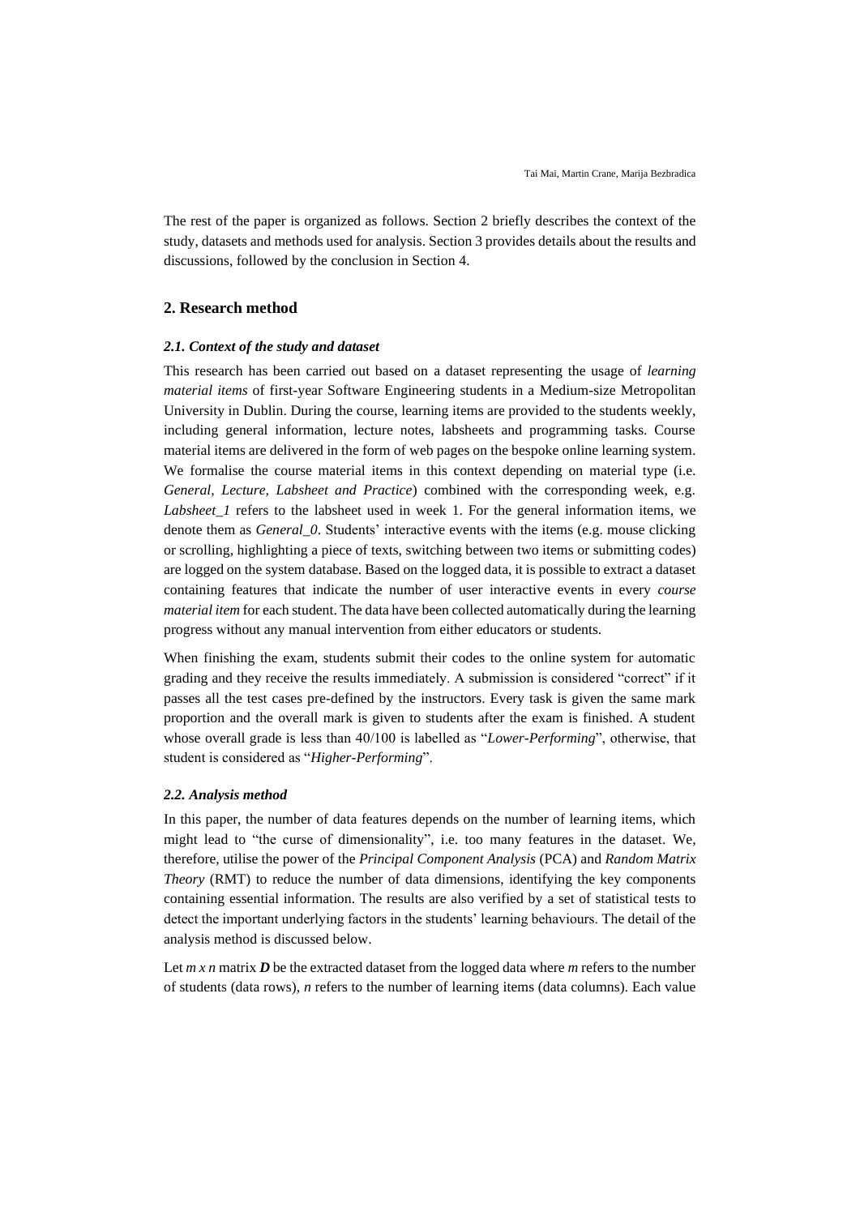The rest of the paper is organized as follows. Section 2 briefly describes the context of the study, datasets and methods used for analysis. Section 3 provides details about the results and discussions, followed by the conclusion in Section 4.

## 2. Research method

### *2.1. Context of the study and dataset*

This research has been carried out based on a dataset representing the usage of *learning material items* of first-year Software Engineering students in a Medium-size Metropolitan University in Dublin. During the course, learning items are provided to the students weekly, including general information, lecture notes, labsheets and programming tasks. Course material items are delivered in the form of web pages on the bespoke online learning system. We formalise the course material items in this context depending on material type (i.e. *General, Lecture, Labsheet and Practice*) combined with the corresponding week, e.g. *Labsheet_1* refers to the labsheet used in week 1. For the general information items, we denote them as *General_0*. Students' interactive events with the items (e.g. mouse clicking or scrolling, highlighting a piece of texts, switching between two items or submitting codes) are logged on the system database. Based on the logged data, it is possible to extract a dataset containing features that indicate the number of user interactive events in every *course material item* for each student. The data have been collected automatically during the learning progress without any manual intervention from either educators or students.

When finishing the exam, students submit their codes to the online system for automatic grading and they receive the results immediately. A submission is considered "correct" if it passes all the test cases pre-defined by the instructors. Every task is given the same mark proportion and the overall mark is given to students after the exam is finished. A student whose overall grade is less than 40/100 is labelled as "*Lower-Performing*", otherwise, that student is considered as "*Higher-Performing*".

### *2.2. Analysis method*

In this paper, the number of data features depends on the number of learning items, which might lead to "the curse of dimensionality", i.e. too many features in the dataset. We, therefore, utilise the power of the *Principal Component Analysis* (PCA) and *Random Matrix Theory* (RMT) to reduce the number of data dimensions, identifying the key components containing essential information. The results are also verified by a set of statistical tests to detect the important underlying factors in the students' learning behaviours. The detail of the analysis method is discussed below.

Let $m \times n$ matrix $\boldsymbol{D}$ be the extracted dataset from the logged data where $m$ refers to the number of students (data rows), $n$ refers to the number of learning items (data columns). Each value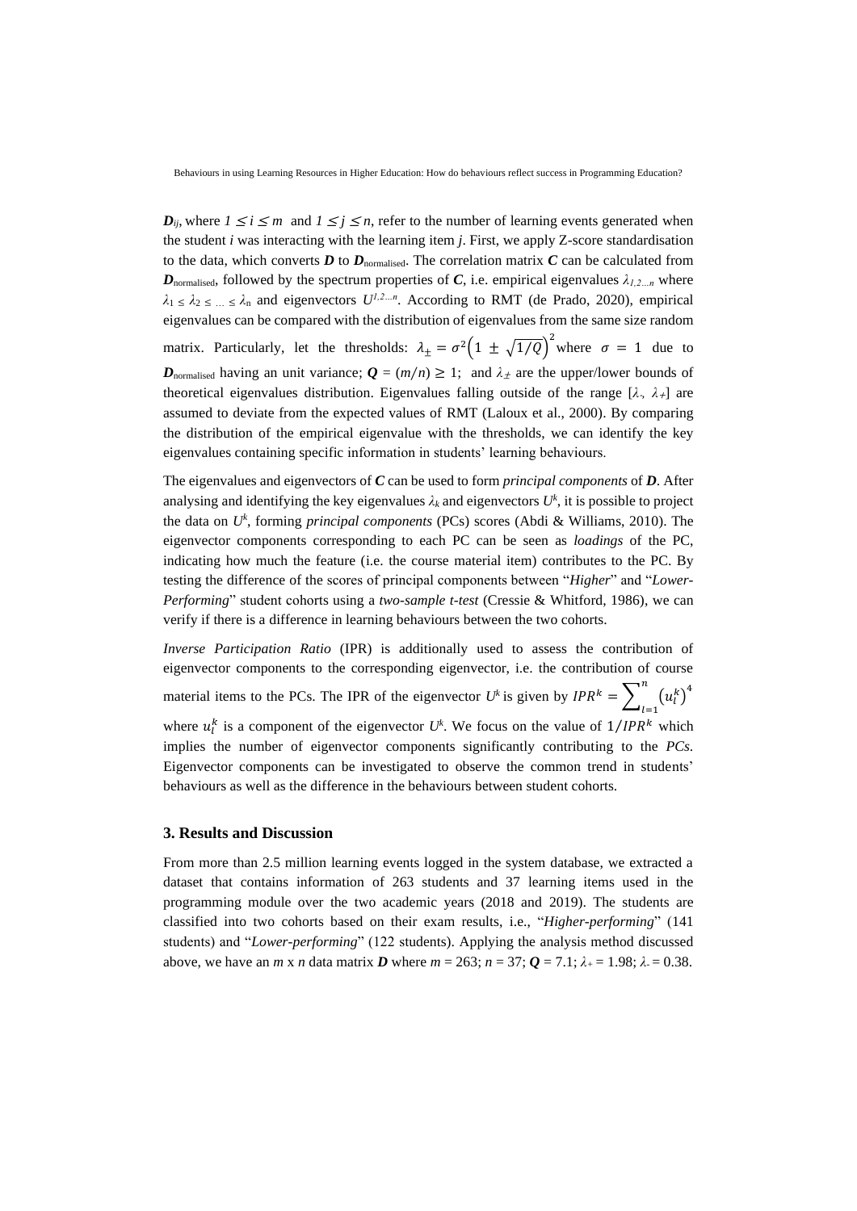$\boldsymbol{D}_{ij}$, where $1 \leq i \leq m$ and $1 \leq j \leq n$, refer to the number of learning events generated when the student $i$ was interacting with the learning item $j$. First, we apply Z-score standardisation to the data, which converts $\boldsymbol{D}$ to $\boldsymbol{D}_{\text{normalised}}$. The correlation matrix $\boldsymbol{C}$ can be calculated from $\boldsymbol{D}_{\text{normalised}}$, followed by the spectrum properties of $\boldsymbol{C}$, i.e. empirical eigenvalues $\lambda_{1,2\ldots n}$ where $\lambda_1 \leq \lambda_2 \leq \ldots \leq \lambda_n$ and eigenvectors $U^{1,2\ldots n}$. According to RMT (de Prado, 2020), empirical eigenvalues can be compared with the distribution of eigenvalues from the same size random matrix. Particularly, let the thresholds: $\lambda_{\pm} = \sigma^2\left(1 \pm \sqrt{1/Q}\right)^2$ where $\sigma = 1$ due to $\boldsymbol{D}_{\text{normalised}}$ having an unit variance; $\boldsymbol{Q} = (m/n) \geq 1$; and $\lambda_{\pm}$ are the upper/lower bounds of theoretical eigenvalues distribution. Eigenvalues falling outside of the range $[\lambda_-, \lambda_+]$ are assumed to deviate from the expected values of RMT (Laloux et al., 2000). By comparing the distribution of the empirical eigenvalue with the thresholds, we can identify the key eigenvalues containing specific information in students' learning behaviours.

The eigenvalues and eigenvectors of $\boldsymbol{C}$ can be used to form *principal components* of $\boldsymbol{D}$. After analysing and identifying the key eigenvalues $\lambda_k$ and eigenvectors $U^k$, it is possible to project the data on $U^k$, forming *principal components* (PCs) scores (Abdi & Williams, 2010). The eigenvector components corresponding to each PC can be seen as *loadings* of the PC, indicating how much the feature (i.e. the course material item) contributes to the PC. By testing the difference of the scores of principal components between "*Higher*" and "*Lower-Performing*" student cohorts using a *two-sample t-test* (Cressie & Whitford, 1986), we can verify if there is a difference in learning behaviours between the two cohorts.

*Inverse Participation Ratio* (IPR) is additionally used to assess the contribution of eigenvector components to the corresponding eigenvector, i.e. the contribution of course material items to the PCs. The IPR of the eigenvector $U^k$ is given by $IPR^k = \sum_{l=1}^{n} \left(u_l^k\right)^4$ where $u_l^k$ is a component of the eigenvector $U^k$. We focus on the value of $1/IPR^k$ which implies the number of eigenvector components significantly contributing to the *PCs*. Eigenvector components can be investigated to observe the common trend in students' behaviours as well as the difference in the behaviours between student cohorts.

## 3. Results and Discussion

From more than 2.5 million learning events logged in the system database, we extracted a dataset that contains information of 263 students and 37 learning items used in the programming module over the two academic years (2018 and 2019). The students are classified into two cohorts based on their exam results, i.e., "*Higher-performing*" (141 students) and "*Lower-performing*" (122 students). Applying the analysis method discussed above, we have an $m$ x $n$ data matrix $\boldsymbol{D}$ where $m = 263$; $n = 37$; $\boldsymbol{Q} = 7.1$; $\lambda_+ = 1.98$; $\lambda_- = 0.38$.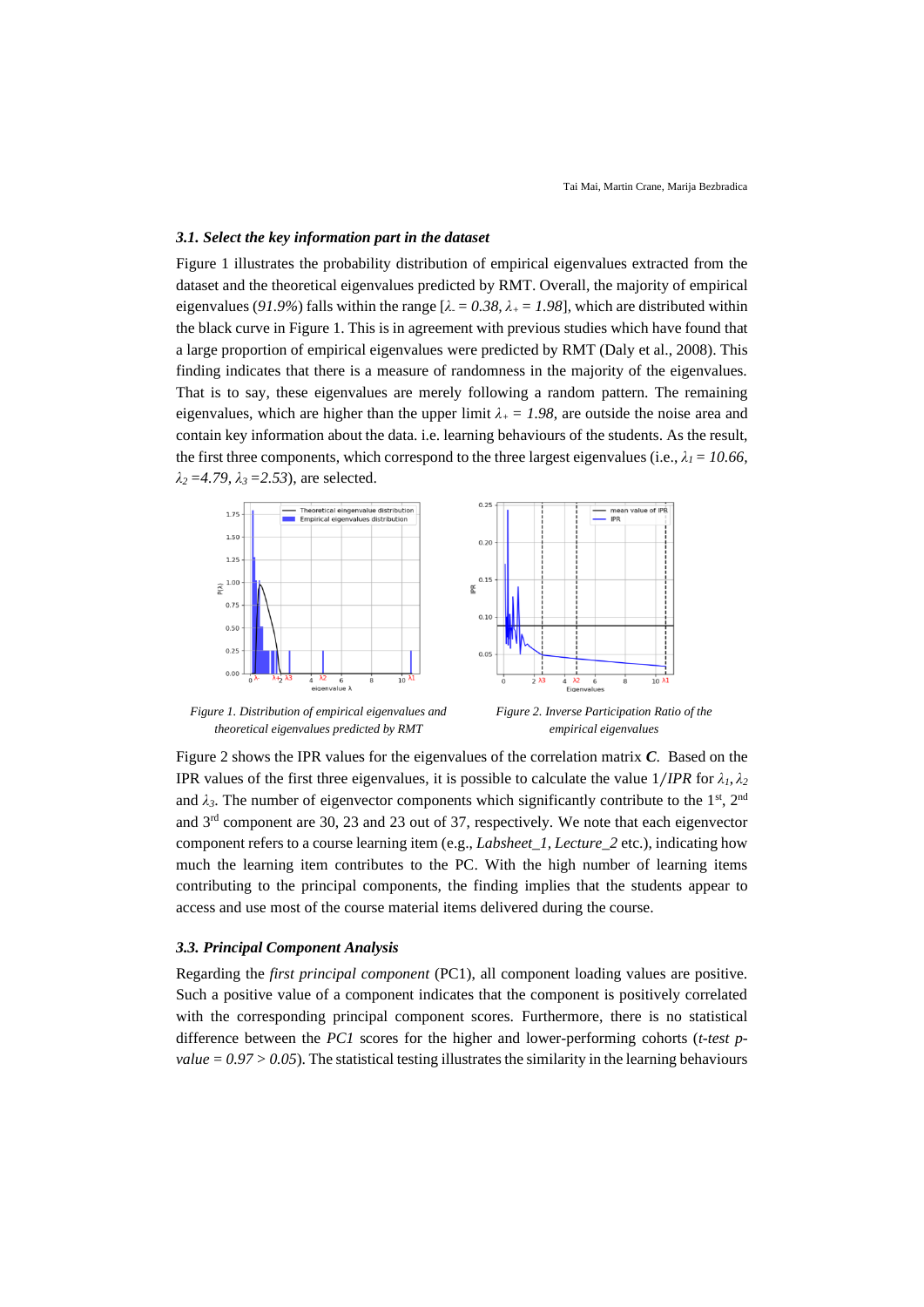### 3.1. Select the key information part in the dataset

Figure 1 illustrates the probability distribution of empirical eigenvalues extracted from the dataset and the theoretical eigenvalues predicted by RMT. Overall, the majority of empirical eigenvalues (*91.9%*) falls within the range [$\lambda_- = 0.38$, $\lambda_+ = 1.98$], which are distributed within the black curve in Figure 1. This is in agreement with previous studies which have found that a large proportion of empirical eigenvalues were predicted by RMT (Daly et al., 2008). This finding indicates that there is a measure of randomness in the majority of the eigenvalues. That is to say, these eigenvalues are merely following a random pattern. The remaining eigenvalues, which are higher than the upper limit $\lambda_+ = 1.98$, are outside the noise area and contain key information about the data. i.e. learning behaviours of the students. As the result, the first three components, which correspond to the three largest eigenvalues (i.e., $\lambda_1 = 10.66$, $\lambda_2 = 4.79$, $\lambda_3 = 2.53$), are selected.

*Figure 1. Distribution of empirical eigenvalues and theoretical eigenvalues predicted by RMT*

*Figure 2. Inverse Participation Ratio of the empirical eigenvalues*

Figure 2 shows the IPR values for the eigenvalues of the correlation matrix ***C***. Based on the IPR values of the first three eigenvalues, it is possible to calculate the value $1/IPR$ for $\lambda_1, \lambda_2$ and $\lambda_3$. The number of eigenvector components which significantly contribute to the 1st, 2nd and 3rd component are 30, 23 and 23 out of 37, respectively. We note that each eigenvector component refers to a course learning item (e.g., *Labsheet_1*, *Lecture_2* etc.), indicating how much the learning item contributes to the PC. With the high number of learning items contributing to the principal components, the finding implies that the students appear to access and use most of the course material items delivered during the course.

### 3.3. Principal Component Analysis

Regarding the *first principal component* (PC1), all component loading values are positive. Such a positive value of a component indicates that the component is positively correlated with the corresponding principal component scores. Furthermore, there is no statistical difference between the *PC1* scores for the higher and lower-performing cohorts (*t-test p-value* $= 0.97 > 0.05$). The statistical testing illustrates the similarity in the learning behaviours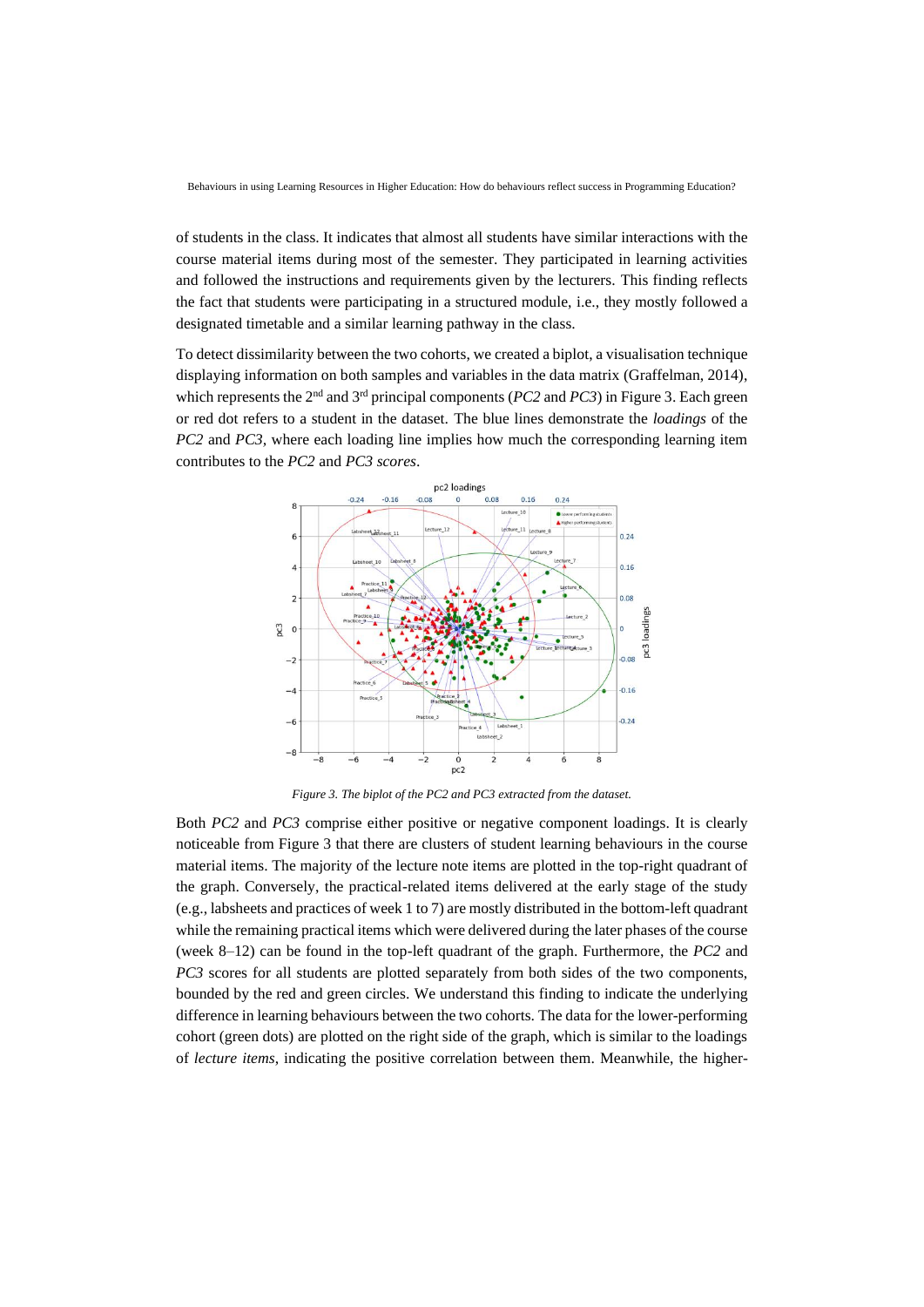of students in the class. It indicates that almost all students have similar interactions with the course material items during most of the semester. They participated in learning activities and followed the instructions and requirements given by the lecturers. This finding reflects the fact that students were participating in a structured module, i.e., they mostly followed a designated timetable and a similar learning pathway in the class.

To detect dissimilarity between the two cohorts, we created a biplot, a visualisation technique displaying information on both samples and variables in the data matrix (Graffelman, 2014), which represents the 2nd and 3rd principal components (*PC2* and *PC3*) in Figure 3. Each green or red dot refers to a student in the dataset. The blue lines demonstrate the *loadings* of the *PC2* and *PC3*, where each loading line implies how much the corresponding learning item contributes to the *PC2* and *PC3 scores*.

*Figure 3. The biplot of the PC2 and PC3 extracted from the dataset.*

Both *PC2* and *PC3* comprise either positive or negative component loadings. It is clearly noticeable from Figure 3 that there are clusters of student learning behaviours in the course material items. The majority of the lecture note items are plotted in the top-right quadrant of the graph. Conversely, the practical-related items delivered at the early stage of the study (e.g., labsheets and practices of week 1 to 7) are mostly distributed in the bottom-left quadrant while the remaining practical items which were delivered during the later phases of the course (week 8–12) can be found in the top-left quadrant of the graph. Furthermore, the *PC2* and *PC3* scores for all students are plotted separately from both sides of the two components, bounded by the red and green circles. We understand this finding to indicate the underlying difference in learning behaviours between the two cohorts. The data for the lower-performing cohort (green dots) are plotted on the right side of the graph, which is similar to the loadings of *lecture items*, indicating the positive correlation between them. Meanwhile, the higher-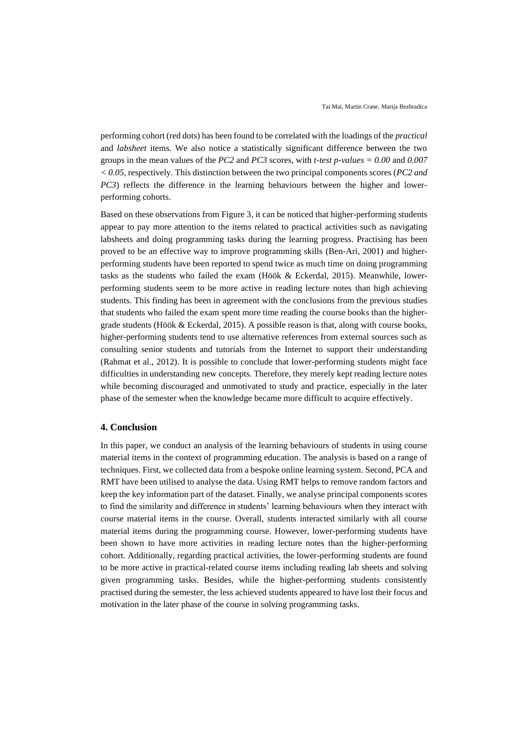performing cohort (red dots) has been found to be correlated with the loadings of the *practical* and *labsheet* items. We also notice a statistically significant difference between the two groups in the mean values of the *PC2* and *PC3* scores, with *t-test p-values = 0.00* and *0.007 < 0.05*, respectively. This distinction between the two principal components scores (*PC2 and PC3*) reflects the difference in the learning behaviours between the higher and lower-performing cohorts.

Based on these observations from Figure 3, it can be noticed that higher-performing students appear to pay more attention to the items related to practical activities such as navigating labsheets and doing programming tasks during the learning progress. Practising has been proved to be an effective way to improve programming skills (Ben-Ari, 2001) and higher-performing students have been reported to spend twice as much time on doing programming tasks as the students who failed the exam (Höök & Eckerdal, 2015). Meanwhile, lower-performing students seem to be more active in reading lecture notes than high achieving students. This finding has been in agreement with the conclusions from the previous studies that students who failed the exam spent more time reading the course books than the higher-grade students (Höök & Eckerdal, 2015). A possible reason is that, along with course books, higher-performing students tend to use alternative references from external sources such as consulting senior students and tutorials from the Internet to support their understanding (Rahmat et al., 2012). It is possible to conclude that lower-performing students might face difficulties in understanding new concepts. Therefore, they merely kept reading lecture notes while becoming discouraged and unmotivated to study and practice, especially in the later phase of the semester when the knowledge became more difficult to acquire effectively.

## 4. Conclusion

In this paper, we conduct an analysis of the learning behaviours of students in using course material items in the context of programming education. The analysis is based on a range of techniques. First, we collected data from a bespoke online learning system. Second, PCA and RMT have been utilised to analyse the data. Using RMT helps to remove random factors and keep the key information part of the dataset. Finally, we analyse principal components scores to find the similarity and difference in students' learning behaviours when they interact with course material items in the course. Overall, students interacted similarly with all course material items during the programming course. However, lower-performing students have been shown to have more activities in reading lecture notes than the higher-performing cohort. Additionally, regarding practical activities, the lower-performing students are found to be more active in practical-related course items including reading lab sheets and solving given programming tasks. Besides, while the higher-performing students consistently practised during the semester, the less achieved students appeared to have lost their focus and motivation in the later phase of the course in solving programming tasks.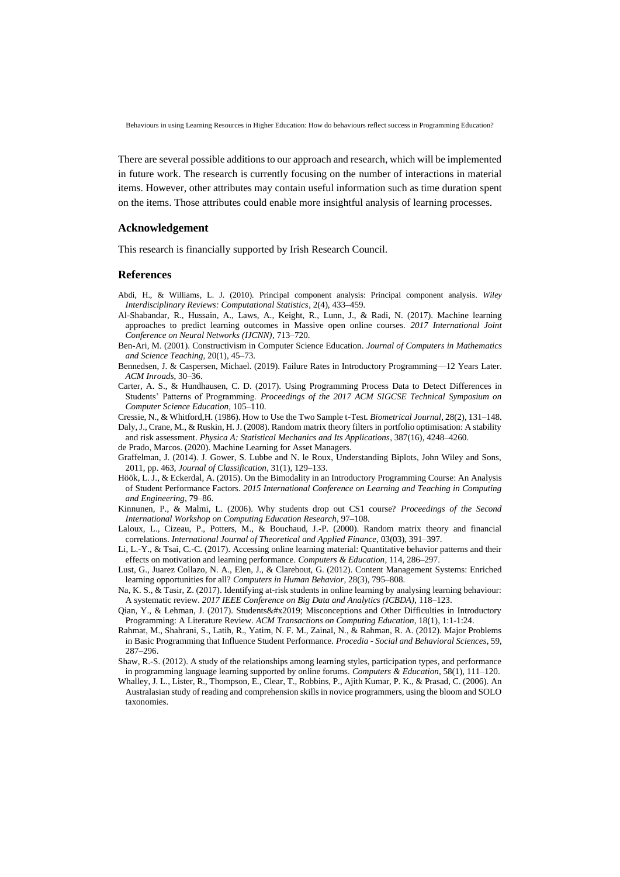There are several possible additions to our approach and research, which will be implemented in future work. The research is currently focusing on the number of interactions in material items. However, other attributes may contain useful information such as time duration spent on the items. Those attributes could enable more insightful analysis of learning processes.

## Acknowledgement

This research is financially supported by Irish Research Council.

## References

Abdi, H., & Williams, L. J. (2010). Principal component analysis: Principal component analysis. *Wiley Interdisciplinary Reviews: Computational Statistics*, 2(4), 433–459.

Al-Shabandar, R., Hussain, A., Laws, A., Keight, R., Lunn, J., & Radi, N. (2017). Machine learning approaches to predict learning outcomes in Massive open online courses. *2017 International Joint Conference on Neural Networks (IJCNN)*, 713–720.

Ben-Ari, M. (2001). Constructivism in Computer Science Education. *Journal of Computers in Mathematics and Science Teaching*, 20(1), 45–73.

Bennedsen, J. & Caspersen, Michael. (2019). Failure Rates in Introductory Programming—12 Years Later. *ACM Inroads*, 30–36.

Carter, A. S., & Hundhausen, C. D. (2017). Using Programming Process Data to Detect Differences in Students' Patterns of Programming. *Proceedings of the 2017 ACM SIGCSE Technical Symposium on Computer Science Education*, 105–110.

Cressie, N., & Whitford,H. (1986). How to Use the Two Sample t-Test. *Biometrical Journal*, 28(2), 131–148.

Daly, J., Crane, M., & Ruskin, H. J. (2008). Random matrix theory filters in portfolio optimisation: A stability and risk assessment. *Physica A: Statistical Mechanics and Its Applications*, 387(16), 4248–4260.

de Prado, Marcos. (2020). Machine Learning for Asset Managers.

Graffelman, J. (2014). J. Gower, S. Lubbe and N. le Roux, Understanding Biplots, John Wiley and Sons, 2011, pp. 463, *Journal of Classification*, 31(1), 129–133.

Höök, L. J., & Eckerdal, A. (2015). On the Bimodality in an Introductory Programming Course: An Analysis of Student Performance Factors. *2015 International Conference on Learning and Teaching in Computing and Engineering*, 79–86.

Kinnunen, P., & Malmi, L. (2006). Why students drop out CS1 course? *Proceedings of the Second International Workshop on Computing Education Research*, 97–108.

Laloux, L., Cizeau, P., Potters, M., & Bouchaud, J.-P. (2000). Random matrix theory and financial correlations. *International Journal of Theoretical and Applied Finance*, 03(03), 391–397.

Li, L.-Y., & Tsai, C.-C. (2017). Accessing online learning material: Quantitative behavior patterns and their effects on motivation and learning performance. *Computers & Education*, 114, 286–297.

Lust, G., Juarez Collazo, N. A., Elen, J., & Clarebout, G. (2012). Content Management Systems: Enriched learning opportunities for all? *Computers in Human Behavior*, 28(3), 795–808.

Na, K. S., & Tasir, Z. (2017). Identifying at-risk students in online learning by analysing learning behaviour: A systematic review. *2017 IEEE Conference on Big Data and Analytics (ICBDA)*, 118–123.

Qian, Y., & Lehman, J. (2017). Students&#x2019; Misconceptions and Other Difficulties in Introductory Programming: A Literature Review. *ACM Transactions on Computing Education*, 18(1), 1:1-1:24.

Rahmat, M., Shahrani, S., Latih, R., Yatim, N. F. M., Zainal, N., & Rahman, R. A. (2012). Major Problems in Basic Programming that Influence Student Performance. *Procedia - Social and Behavioral Sciences*, 59, 287–296.

Shaw, R.-S. (2012). A study of the relationships among learning styles, participation types, and performance in programming language learning supported by online forums. *Computers & Education*, 58(1), 111–120.

Whalley, J. L., Lister, R., Thompson, E., Clear, T., Robbins, P., Ajith Kumar, P. K., & Prasad, C. (2006). An Australasian study of reading and comprehension skills in novice programmers, using the bloom and SOLO taxonomies.